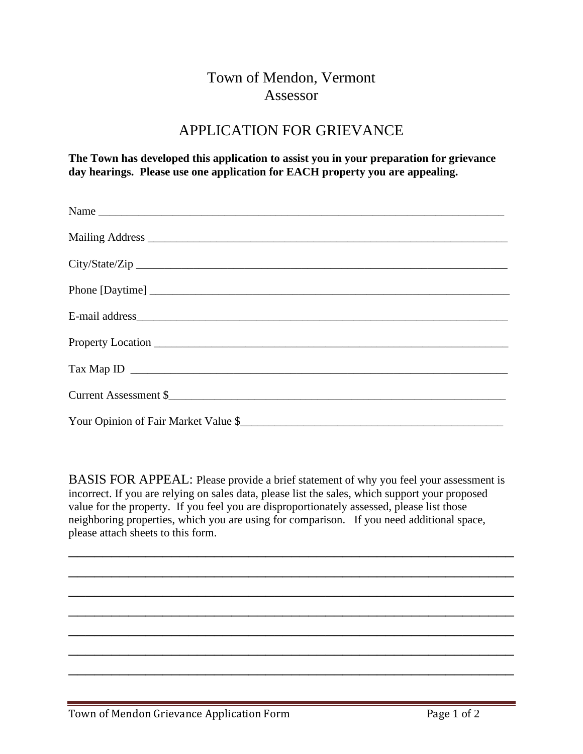# Town of Mendon, Vermont
## Assessor

## APPLICATION FOR GRIEVANCE

**The Town has developed this application to assist you in your preparation for grievance day hearings. Please use one application for EACH property you are appealing.**

Name ___________________________________________________________________________

Mailing Address _________________________________________________________________

City/State/Zip ___________________________________________________________________

Phone [Daytime] _________________________________________________________________

E-mail address___________________________________________________________________

Property Location ________________________________________________________________

Tax Map ID _____________________________________________________________________

Current Assessment $______________________________________________________________

Your Opinion of Fair Market Value $_________________________________________________

BASIS FOR APPEAL: Please provide a brief statement of why you feel your assessment is incorrect. If you are relying on sales data, please list the sales, which support your proposed value for the property. If you feel you are disproportionately assessed, please list those neighboring properties, which you are using for comparison. If you need additional space, please attach sheets to this form.

_________________________________________________________________________________

_________________________________________________________________________________

_________________________________________________________________________________

_________________________________________________________________________________

_________________________________________________________________________________

_________________________________________________________________________________

_________________________________________________________________________________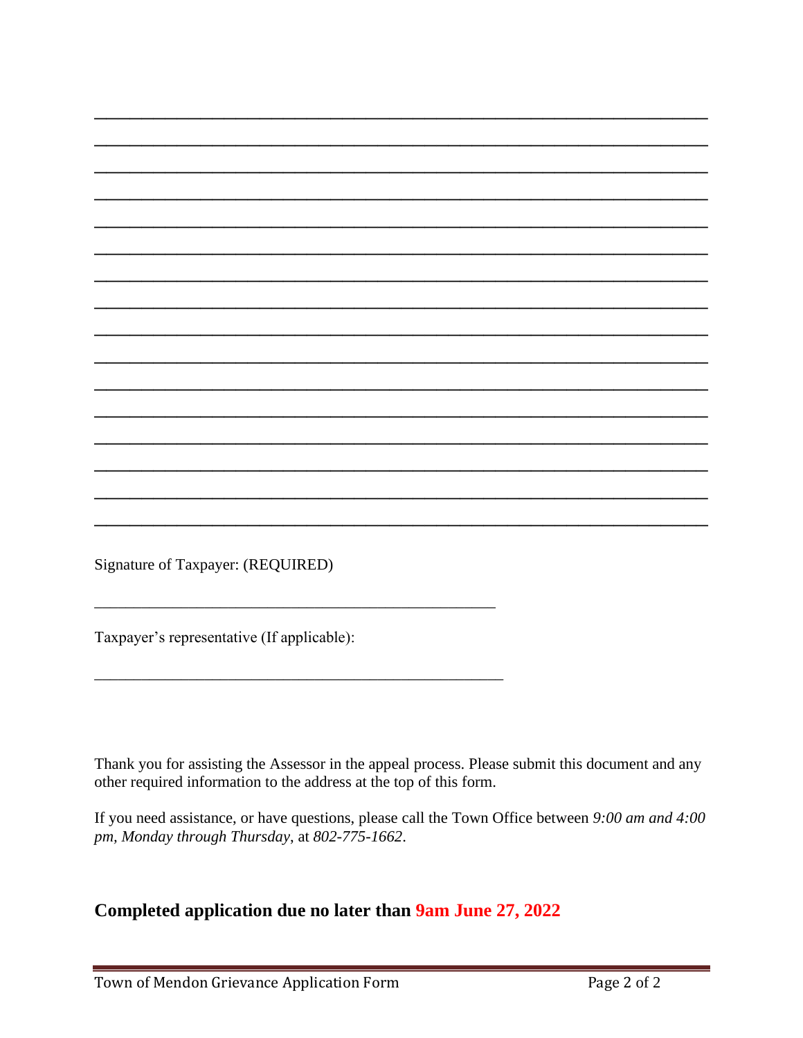Signature of Taxpayer: (REQUIRED)

___________________________________________________

Taxpayer's representative (If applicable):

___________________________________________________

Thank you for assisting the Assessor in the appeal process. Please submit this document and any other required information to the address at the top of this form.

If you need assistance, or have questions, please call the Town Office between *9:00 am and 4:00 pm, Monday through Thursday*, at *802-775-1662*.

## Completed application due no later than 9am June 27, 2022